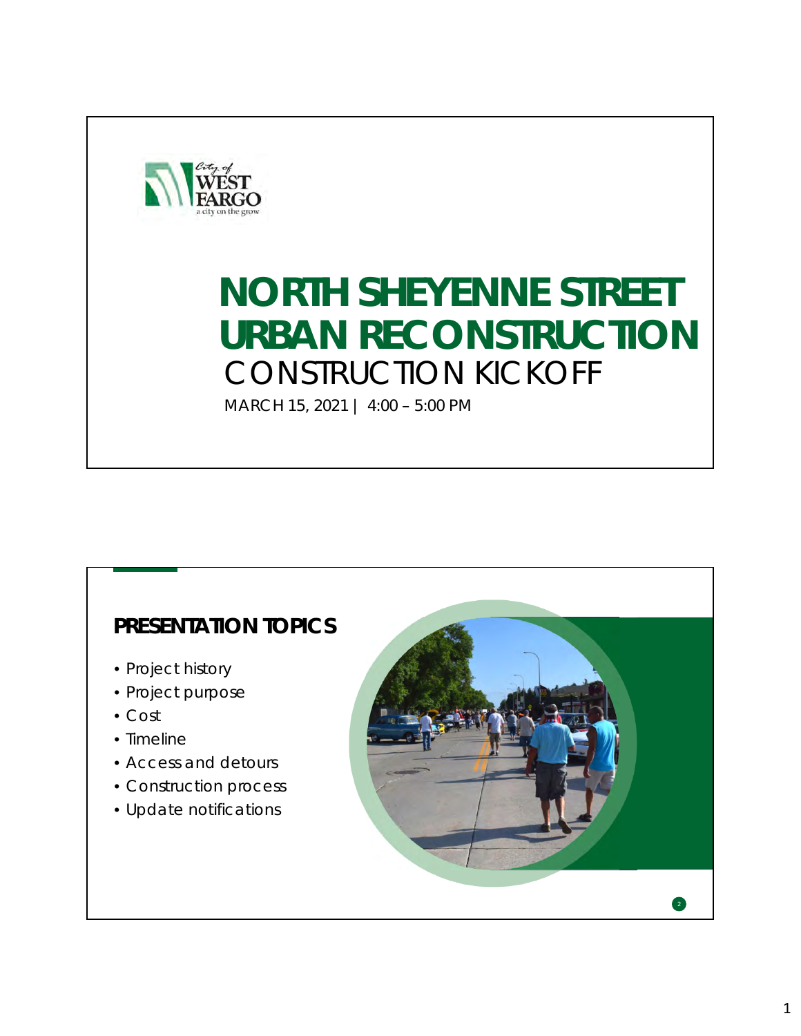City of WEST FARGO a city on the grow

# NORTH SHEYENNE STREET URBAN RECONSTRUCTION

## CONSTRUCTION KICKOFF

MARCH 15, 2021 | 4:00 – 5:00 PM

## PRESENTATION TOPICS

- Project history
- Project purpose
- Cost
- Timeline
- Access and detours
- Construction process
- Update notifications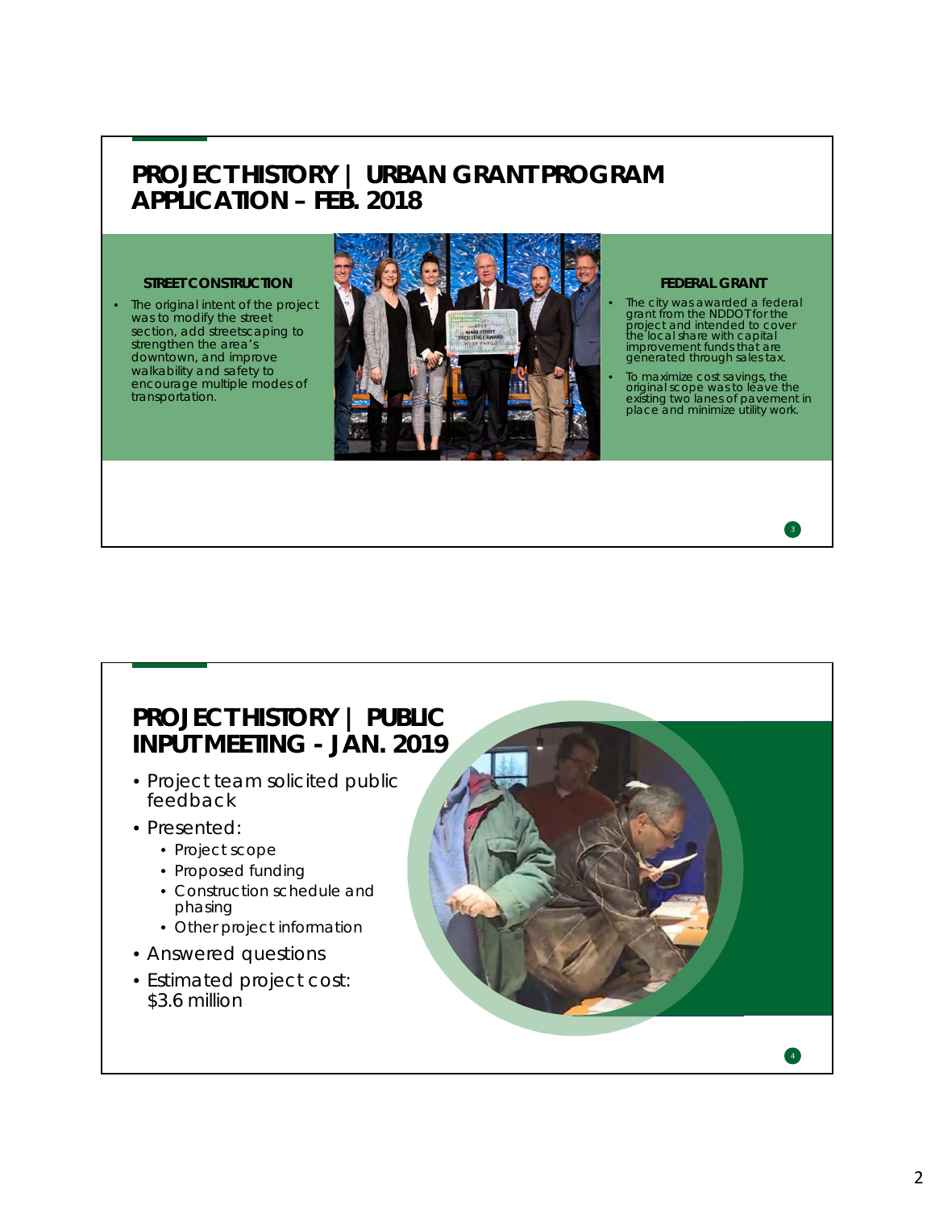# PROJECT HISTORY | URBAN GRANT PROGRAM APPLICATION – FEB. 2018

**STREET CONSTRUCTION**

- The original intent of the project was to modify the street section, add streetscaping to strengthen the area's downtown, and improve walkability and safety to encourage multiple modes of transportation.

**FEDERAL GRANT**

- The city was awarded a federal grant from the NDDOT for the project and intended to cover the local share with capital improvement funds that are generated through sales tax.
- To maximize cost savings, the original scope was to leave the existing two lanes of pavement in place and minimize utility work.

# PROJECT HISTORY | PUBLIC INPUT MEETING - JAN. 2019

- Project team solicited public feedback
- Presented:
  - Project scope
  - Proposed funding
  - Construction schedule and phasing
  - Other project information
- Answered questions
- Estimated project cost: $3.6 million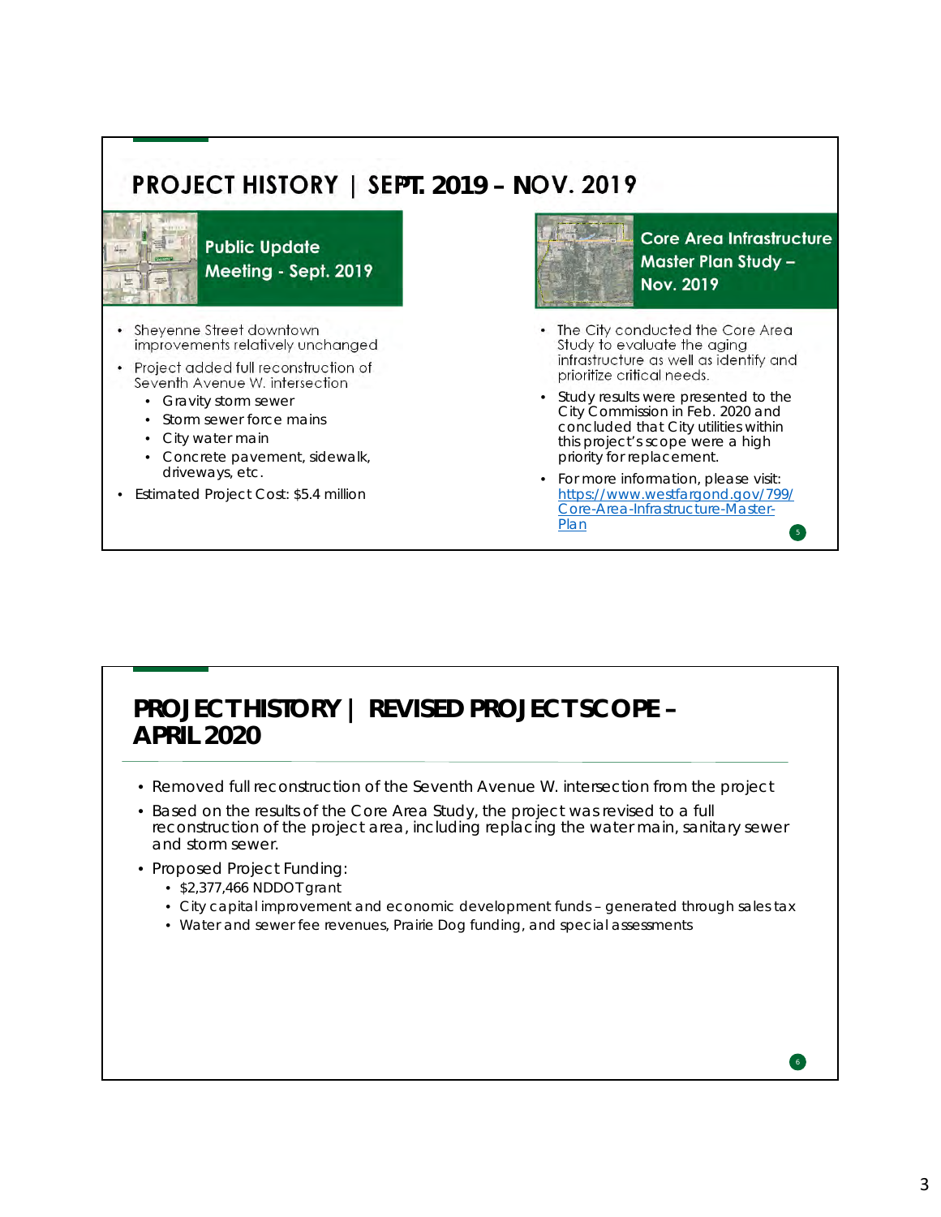## PROJECT HISTORY | SEPT. 2019 – NOV. 2019

### Public Update Meeting - Sept. 2019

- Sheyenne Street downtown improvements relatively unchanged
- Project added full reconstruction of Seventh Avenue W. intersection
  - Gravity storm sewer
  - Storm sewer force mains
  - City water main
  - Concrete pavement, sidewalk, driveways, etc.
- Estimated Project Cost: $5.4 million

### Core Area Infrastructure Master Plan Study – Nov. 2019

- The City conducted the Core Area Study to evaluate the aging infrastructure as well as identify and prioritize critical needs.
- Study results were presented to the City Commission in Feb. 2020 and concluded that City utilities within this project's scope were a high priority for replacement.
- For more information, please visit: https://www.westfargond.gov/799/Core-Area-Infrastructure-Master-Plan

## PROJECT HISTORY | REVISED PROJECT SCOPE – APRIL 2020

- Removed full reconstruction of the Seventh Avenue W. intersection from the project
- Based on the results of the Core Area Study, the project was revised to a full reconstruction of the project area, including replacing the water main, sanitary sewer and storm sewer.
- Proposed Project Funding:
  - $2,377,466 NDDOT grant
  - City capital improvement and economic development funds – generated through sales tax
  - Water and sewer fee revenues, Prairie Dog funding, and special assessments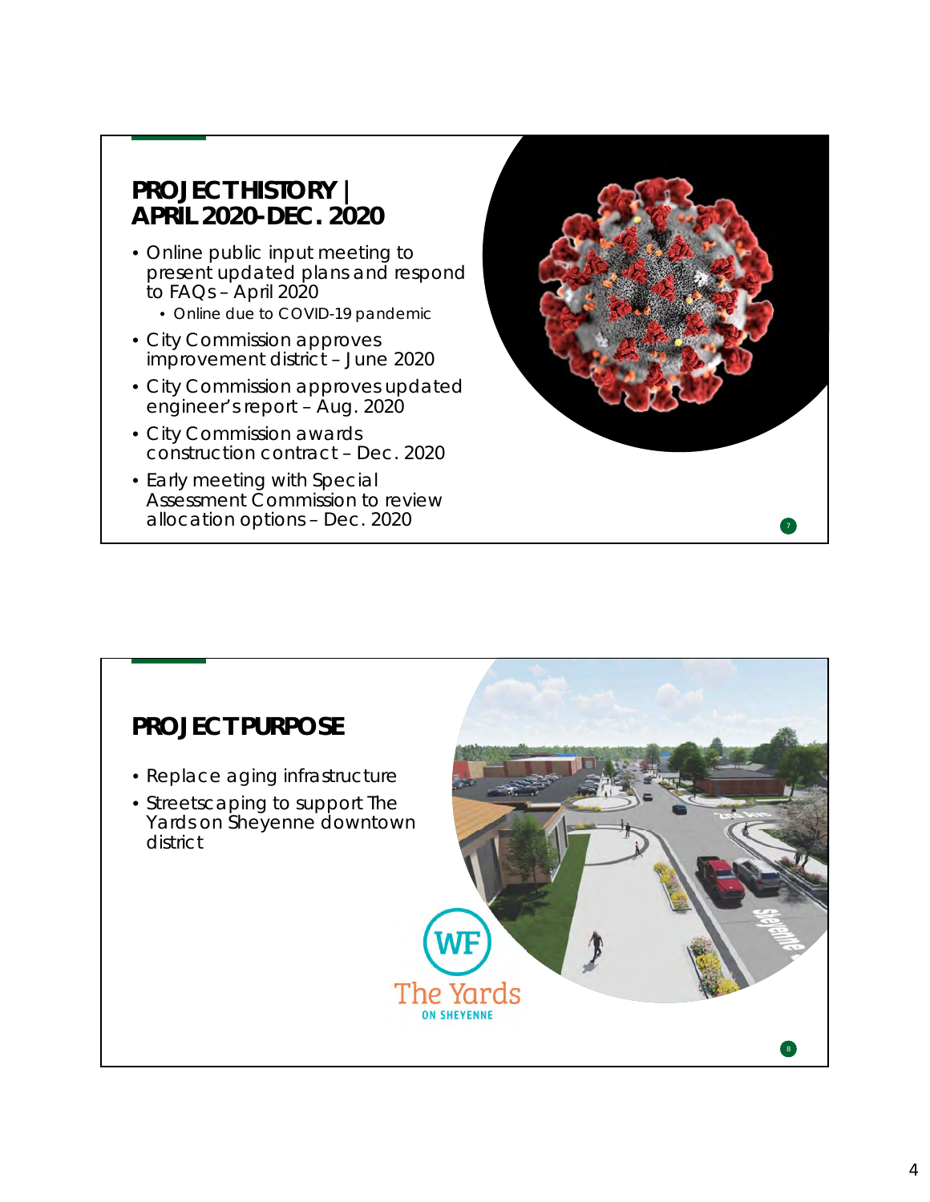## PROJECT HISTORY | APRIL 2020-DEC. 2020

- Online public input meeting to present updated plans and respond to FAQs – April 2020
  - Online due to COVID-19 pandemic
- City Commission approves improvement district – June 2020
- City Commission approves updated engineer's report – Aug. 2020
- City Commission awards construction contract – Dec. 2020
- Early meeting with Special Assessment Commission to review allocation options – Dec. 2020

## PROJECT PURPOSE

- Replace aging infrastructure
- Streetscaping to support The Yards on Sheyenne downtown district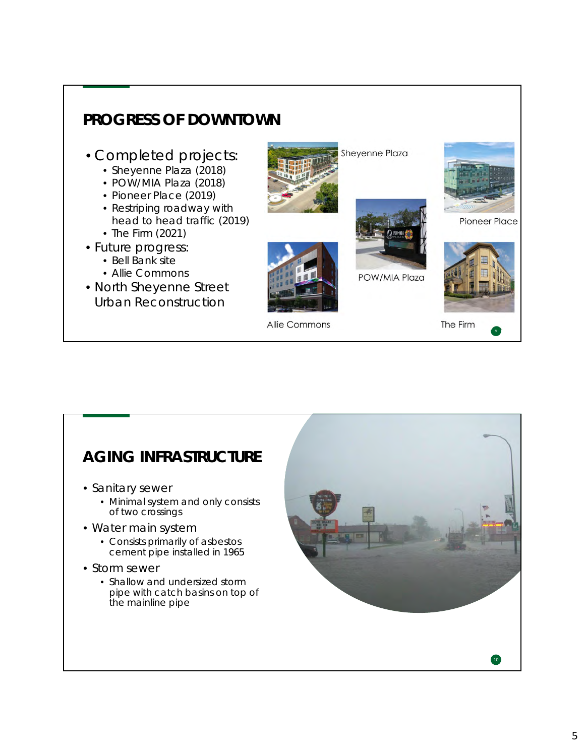## PROGRESS OF DOWNTOWN

- Completed projects:
  - Sheyenne Plaza (2018)
  - POW/MIA Plaza (2018)
  - Pioneer Place (2019)
  - Restriping roadway with head to head traffic (2019)
  - The Firm (2021)
- Future progress:
  - Bell Bank site
  - Allie Commons
- North Sheyenne Street Urban Reconstruction

Sheyenne Plaza

Pioneer Place

POW/MIA Plaza

Allie Commons

The Firm

## AGING INFRASTRUCTURE

- Sanitary sewer
  - Minimal system and only consists of two crossings
- Water main system
  - Consists primarily of asbestos cement pipe installed in 1965
- Storm sewer
  - Shallow and undersized storm pipe with catch basins on top of the mainline pipe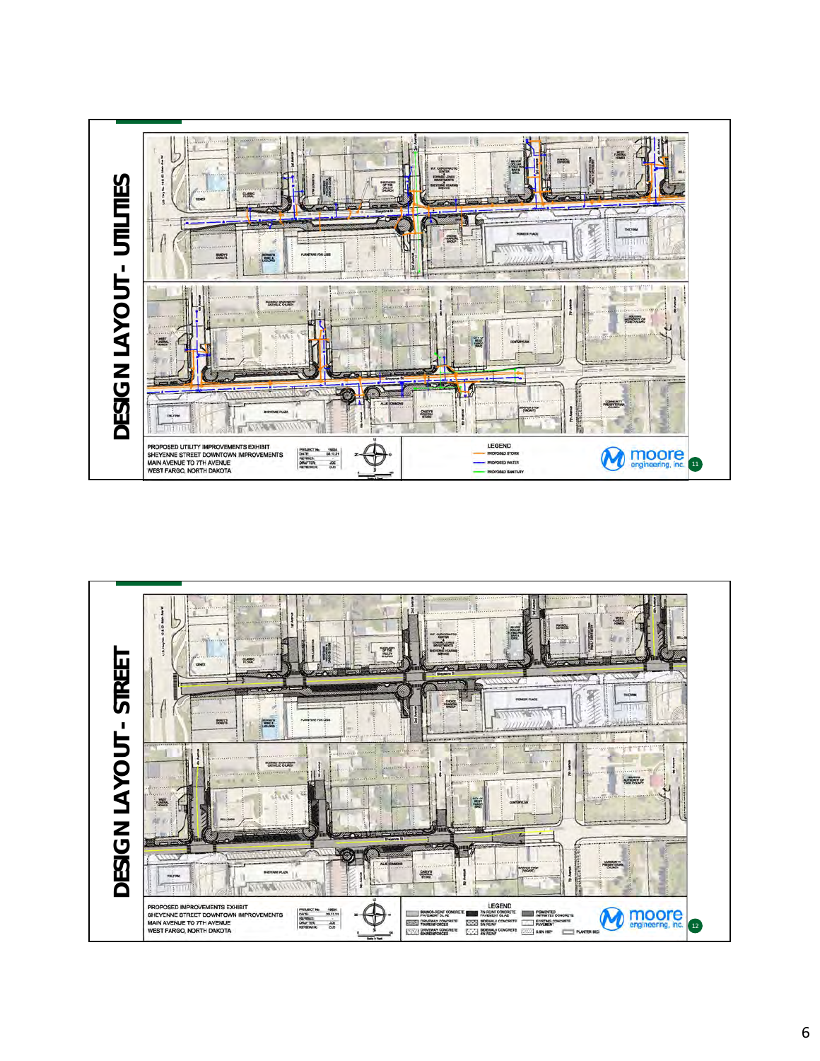# DESIGN LAYOUT - UTILITIES

PROPOSED UTILITY IMPROVEMENTS EXHIBIT
SHEYENNE STREET DOWNTOWN IMPROVEMENTS
MAIN AVENUE TO 7TH AVENUE
WEST FARGO, NORTH DAKOTA

| | |
|---|---|
| PROJECT No. | 19924 |
| DATE: | 08.11.21 |
| REVISED: | |
| DRAFTER: | JDE |
| REVIEWER: | DJD |

LEGEND
- PROPOSED STORM
- PROPOSED WATER
- PROPOSED SANITARY

moore engineering, inc.

# DESIGN LAYOUT - STREET

PROPOSED IMPROVEMENTS EXHIBIT
SHEYENNE STREET DOWNTOWN IMPROVEMENTS
MAIN AVENUE TO 7TH AVENUE
WEST FARGO, NORTH DAKOTA

| | |
|---|---|
| PROJECT No. | 19924 |
| DATE: | 08.11.21 |
| REVISED: | |
| DRAFTER: | JDE |
| REVIEWER: | DJD |

LEGEND
- 8IN NON-REINF CONCRETE PAVEMENT OLAB
- 7IN REINF CONCRETE PAVEMENT OLAB
- PIGMENTED IMPRINTED CONCRETE
- DRIVEWAY CONCRETE 7IN REINFORCED
- SIDEWALK CONCRETE 5IN REINF
- EXISTING CONCRETE PAVEMENT
- DRIVEWAY CONCRETE 6IN REINFORCED
- SIDEWALK CONCRETE 4IN REINF
- 5.5IN HBP
- PLANTER BED

moore engineering, inc.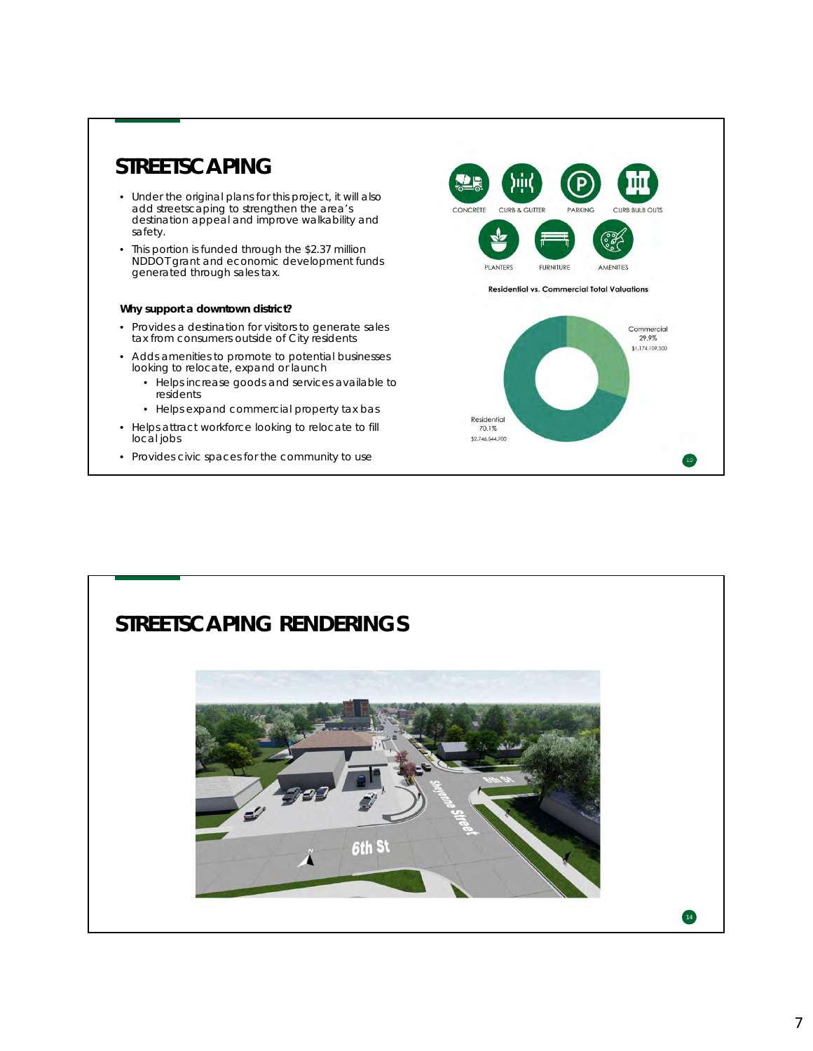## STREETSCAPING

- Under the original plans for this project, it will also add streetscaping to strengthen the area's destination appeal and improve walkability and safety.
- This portion is funded through the $2.37 million NDDOT grant and economic development funds generated through sales tax.

**Why support a downtown district?**

- Provides a destination for visitors to generate sales tax from consumers outside of City residents
- Adds amenities to promote to potential businesses looking to relocate, expand or launch
  - Helps increase goods and services available to residents
  - Helps expand commercial property tax bas
- Helps attract workforce looking to relocate to fill local jobs
- Provides civic spaces for the community to use

CONCRETE  CURB & GUTTER  PARKING  CURB BULB OUTS

PLANTERS  FURNITURE  AMENITIES

**Residential vs. Commercial Total Valuations**

Commercial 29.9% $1,174,109,500

Residential 70.1% $2,746,544,700

## STREETSCAPING RENDERINGS

6th St  Sheyenne Street  6th St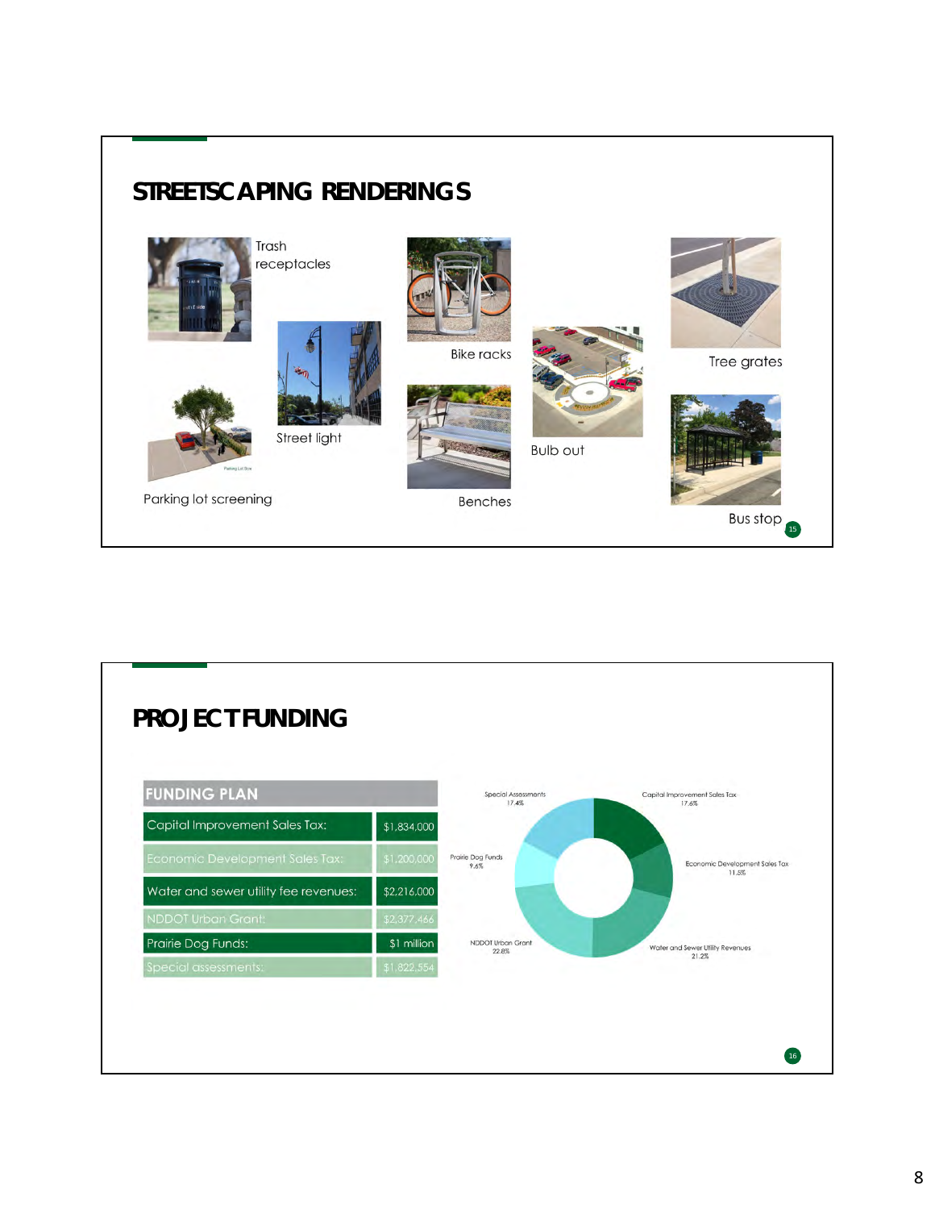## STREETSCAPING RENDERINGS

Trash receptacles

Street light

Parking lot screening

Bike racks

Benches

Bulb out

Tree grates

Bus stop

## PROJECT FUNDING

| FUNDING PLAN | |
|---|---|
| Capital Improvement Sales Tax: | $1,834,000 |
| Economic Development Sales Tax: | $1,200,000 |
| Water and sewer utility fee revenues: | $2,216,000 |
| NDDOT Urban Grant: | $2,377,466 |
| Prairie Dog Funds: | $1 million |
| Special assessments: | $1,822,554 |

Special Assessments 17.4%

Capital Improvement Sales Tax 17.6%

Prairie Dog Funds 9.6%

Economic Development Sales Tax 11.5%

NDDOT Urban Grant 22.8%

Water and Sewer Utility Revenues 21.2%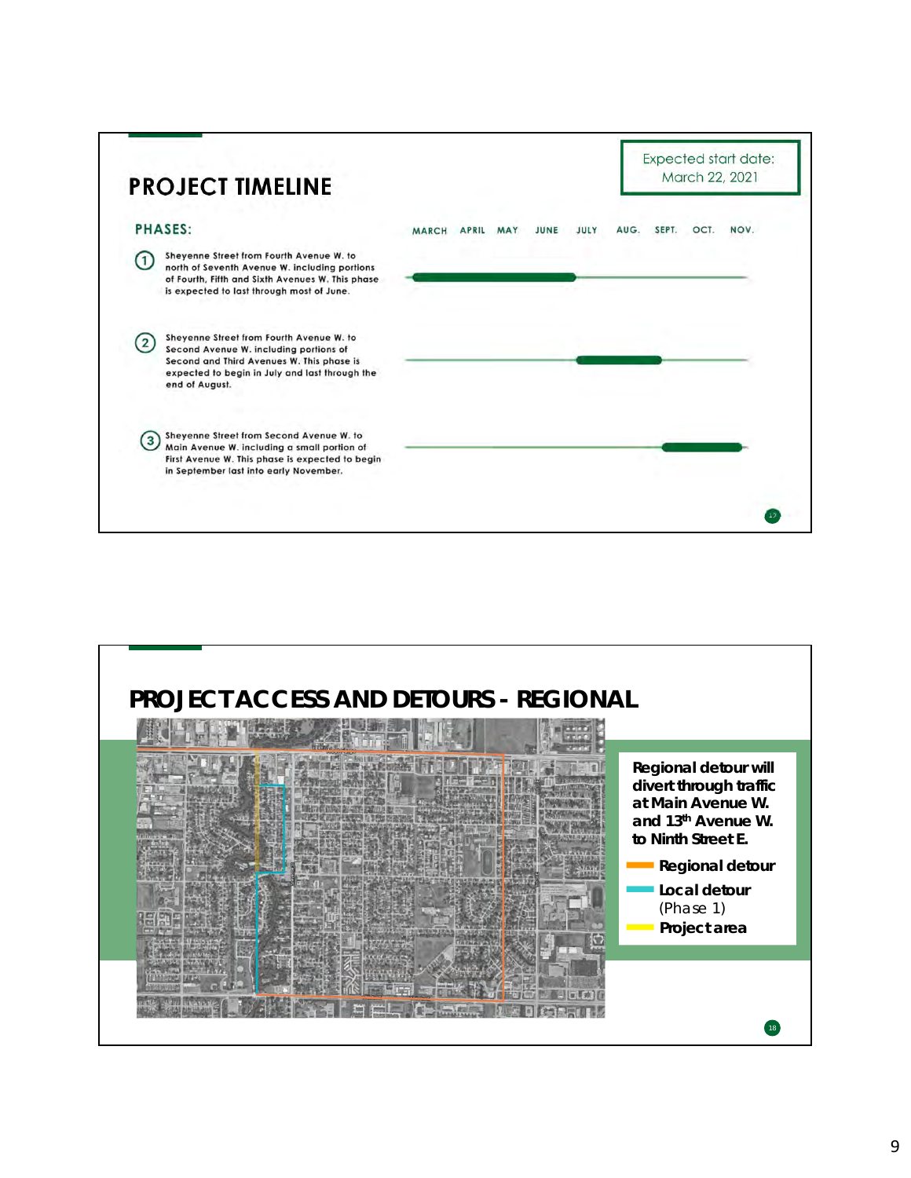## PROJECT TIMELINE

Expected start date: March 22, 2021

### PHASES:

| Phase | MARCH | APRIL | MAY | JUNE | JULY | AUG. | SEPT. | OCT. | NOV. |
|---|---|---|---|---|---|---|---|---|---|
| (1) Sheyenne Street from Fourth Avenue W. to north of Seventh Avenue W. including portions of Fourth, Fifth and Sixth Avenues W. This phase is expected to last through most of June. | ■ | ■ | ■ | ■ | | | | | |
| (2) Sheyenne Street from Fourth Avenue W. to Second Avenue W. including portions of Second and Third Avenues W. This phase is expected to begin in July and last through the end of August. | | | | | ■ | ■ | | | |
| (3) Sheyenne Street from Second Avenue W. to Main Avenue W. including a small portion of First Avenue W. This phase is expected to begin in September last into early November. | | | | | | | ■ | ■ | ■ |

## PROJECT ACCESS AND DETOURS - REGIONAL

**Regional detour will divert through traffic at Main Avenue W. and 13th Avenue W. to Ninth Street E.**

- **Regional detour**
- **Local detour** (Phase 1)
- **Project area**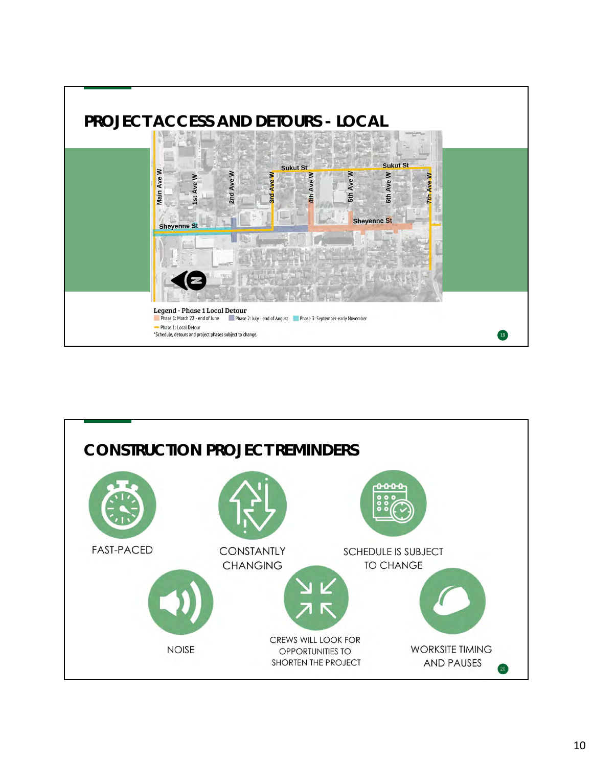## PROJECT ACCESS AND DETOURS - LOCAL

Main Ave W | 1st Ave W | 2nd Ave W | 3rd Ave W | 4th Ave W | 5th Ave W | 6th Ave W | 7th Ave W

Sukut St | Sheyenne St

**Legend - Phase 1 Local Detour**

- Phase 1: March 22 - end of June
- Phase 2: July - end of August
- Phase 3: September-early November
- Phase 1: Local Detour

*Schedule, detours and project phases subject to change.

## CONSTRUCTION PROJECT REMINDERS

- FAST-PACED
- CONSTANTLY CHANGING
- SCHEDULE IS SUBJECT TO CHANGE
- NOISE
- CREWS WILL LOOK FOR OPPORTUNITIES TO SHORTEN THE PROJECT
- WORKSITE TIMING AND PAUSES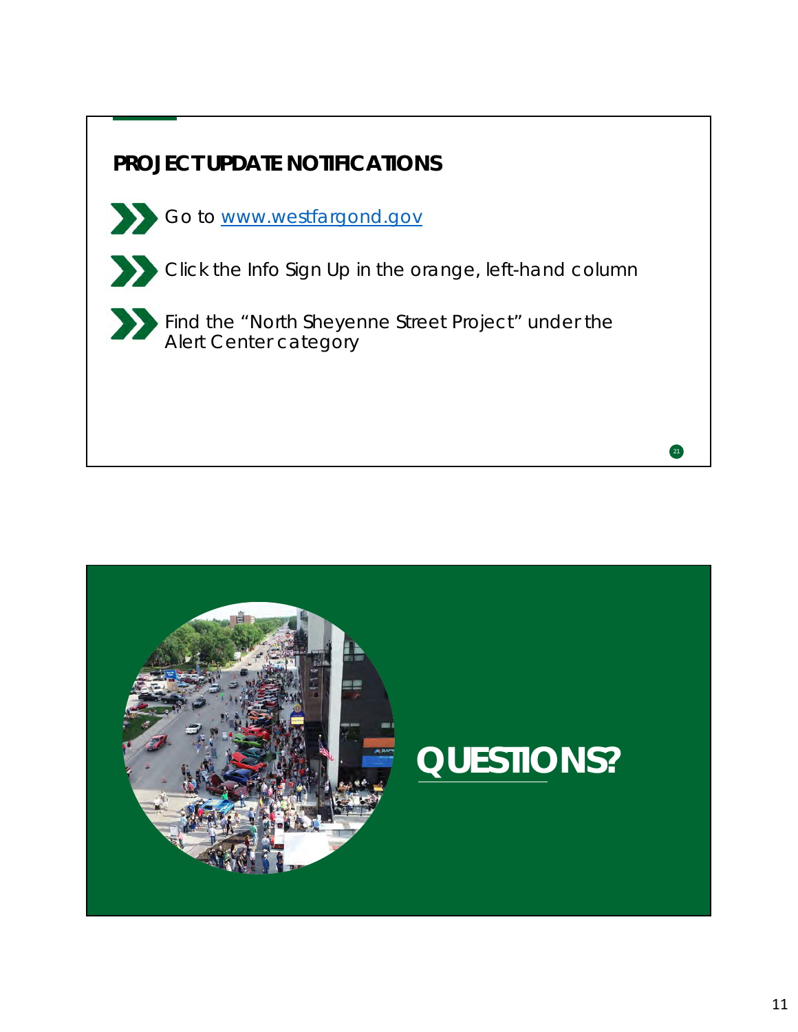## PROJECT UPDATE NOTIFICATIONS

- Go to [www.westfargond.gov](www.westfargond.gov)
- Click the Info Sign Up in the orange, left-hand column
- Find the "North Sheyenne Street Project" under the Alert Center category

# QUESTIONS?